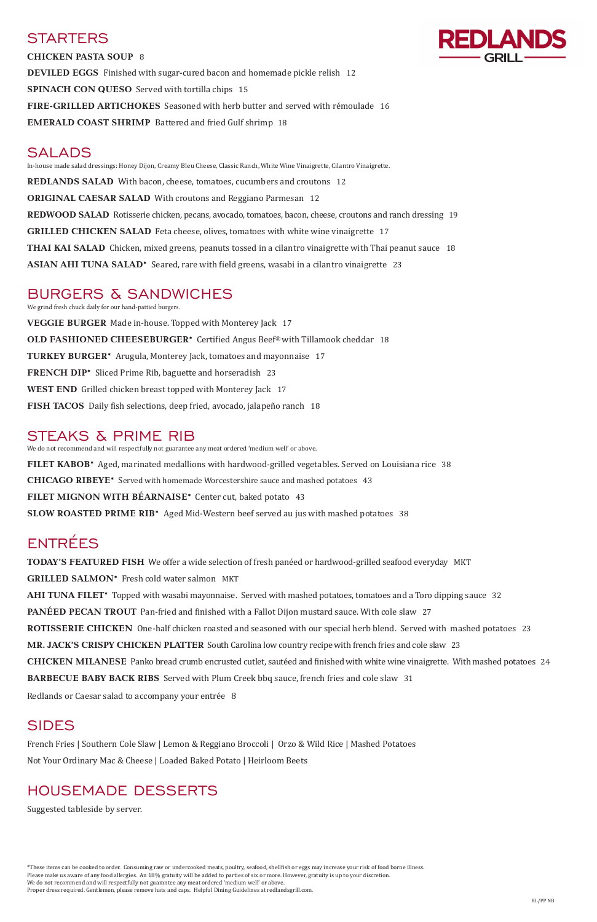# REDLANDS GRILL

## STARTERS

**CHICKEN PASTA SOUP** 8

**DEVILED EGGS** Finished with sugar-cured bacon and homemade pickle relish 12

**SPINACH CON QUESO** Served with tortilla chips 15

**FIRE-GRILLED ARTICHOKES** Seasoned with herb butter and served with rémoulade 16

**EMERALD COAST SHRIMP** Battered and fried Gulf shrimp 18

## SALADS

In-house made salad dressings: Honey Dijon, Creamy Bleu Cheese, Classic Ranch, White Wine Vinaigrette, Cilantro Vinaigrette.

**REDLANDS SALAD** With bacon, cheese, tomatoes, cucumbers and croutons 12

**ORIGINAL CAESAR SALAD** With croutons and Reggiano Parmesan 12

**REDWOOD SALAD** Rotisserie chicken, pecans, avocado, tomatoes, bacon, cheese, croutons and ranch dressing 19

**GRILLED CHICKEN SALAD** Feta cheese, olives, tomatoes with white wine vinaigrette 17

**THAI KAI SALAD** Chicken, mixed greens, peanuts tossed in a cilantro vinaigrette with Thai peanut sauce 18

**ASIAN AHI TUNA SALAD*** Seared, rare with field greens, wasabi in a cilantro vinaigrette 23

## BURGERS & SANDWICHES

We grind fresh chuck daily for our hand-pattied burgers.

**VEGGIE BURGER** Made in-house. Topped with Monterey Jack 17

**OLD FASHIONED CHEESEBURGER*** Certified Angus Beef® with Tillamook cheddar 18

**TURKEY BURGER*** Arugula, Monterey Jack, tomatoes and mayonnaise 17

**FRENCH DIP*** Sliced Prime Rib, baguette and horseradish 23

**WEST END** Grilled chicken breast topped with Monterey Jack 17

**FISH TACOS** Daily fish selections, deep fried, avocado, jalapeño ranch 18

## STEAKS & PRIME RIB

We do not recommend and will respectfully not guarantee any meat ordered 'medium well' or above.

**FILET KABOB*** Aged, marinated medallions with hardwood-grilled vegetables. Served on Louisiana rice 38

**CHICAGO RIBEYE*** Served with homemade Worcestershire sauce and mashed potatoes 43

**FILET MIGNON WITH BÉARNAISE*** Center cut, baked potato 43

**SLOW ROASTED PRIME RIB*** Aged Mid-Western beef served au jus with mashed potatoes 38

## ENTRÉES

**TODAY'S FEATURED FISH** We offer a wide selection of fresh panéed or hardwood-grilled seafood everyday MKT

**GRILLED SALMON*** Fresh cold water salmon MKT

**AHI TUNA FILET*** Topped with wasabi mayonnaise. Served with mashed potatoes, tomatoes and a Toro dipping sauce 32

**PANÉED PECAN TROUT** Pan-fried and finished with a Fallot Dijon mustard sauce. With cole slaw 27

**ROTISSERIE CHICKEN** One-half chicken roasted and seasoned with our special herb blend. Served with mashed potatoes 23

**MR. JACK'S CRISPY CHICKEN PLATTER** South Carolina low country recipe with french fries and cole slaw 23

**CHICKEN MILANESE** Panko bread crumb encrusted cutlet, sautéed and finished with white wine vinaigrette. With mashed potatoes 24

**BARBECUE BABY BACK RIBS** Served with Plum Creek bbq sauce, french fries and cole slaw 31

Redlands or Caesar salad to accompany your entrée 8

## SIDES

French Fries | Southern Cole Slaw | Lemon & Reggiano Broccoli | Orzo & Wild Rice | Mashed Potatoes

Not Your Ordinary Mac & Cheese | Loaded Baked Potato | Heirloom Beets

## HOUSEMADE DESSERTS

Suggested tableside by server.

*These items can be cooked to order. Consuming raw or undercooked meats, poultry, seafood, shellfish or eggs may increase your risk of food borne illness.
Please make us aware of any food allergies. An 18% gratuity will be added to parties of six or more. However, gratuity is up to your discretion.
We do not recommend and will respectfully not guarantee any meat ordered 'medium well' or above.
Proper dress required. Gentlemen, please remove hats and caps. Helpful Dining Guidelines at redlandsgrill.com.

RL/PP NB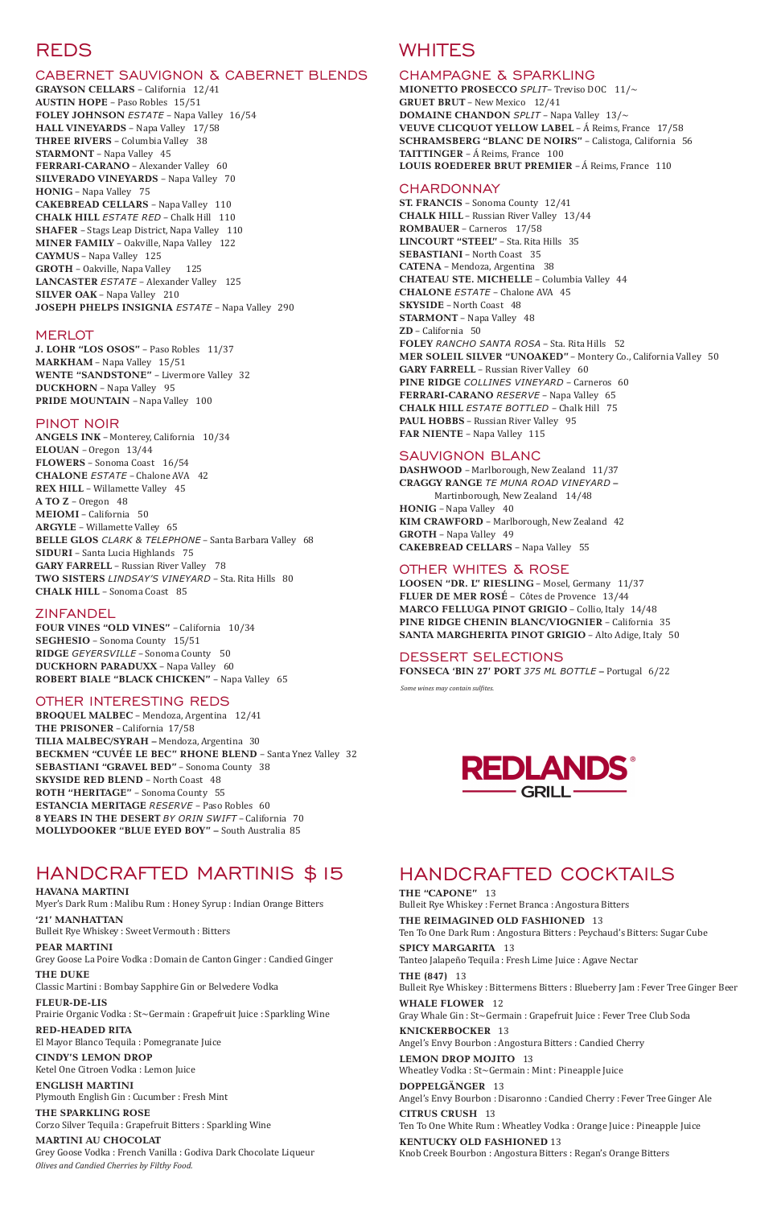# REDS

## CABERNET SAUVIGNON & CABERNET BLENDS

**GRAYSON CELLARS** – California 12/41
**AUSTIN HOPE** – Paso Robles 15/51
**FOLEY JOHNSON** *ESTATE* – Napa Valley 16/54
**HALL VINEYARDS** – Napa Valley 17/58
**THREE RIVERS** – Columbia Valley 38
**STARMONT** – Napa Valley 45
**FERRARI-CARANO** – Alexander Valley 60
**SILVERADO VINEYARDS** – Napa Valley 70
**HONIG** – Napa Valley 75
**CAKEBREAD CELLARS** – Napa Valley 110
**CHALK HILL** *ESTATE RED* – Chalk Hill 110
**SHAFER** – Stags Leap District, Napa Valley 110
**MINER FAMILY** – Oakville, Napa Valley 122
**CAYMUS** – Napa Valley 125
**GROTH** – Oakville, Napa Valley 125
**LANCASTER** *ESTATE* – Alexander Valley 125
**SILVER OAK** – Napa Valley 210
**JOSEPH PHELPS INSIGNIA** *ESTATE* – Napa Valley 290

## MERLOT

**J. LOHR "LOS OSOS"** – Paso Robles 11/37
**MARKHAM** – Napa Valley 15/51
**WENTE "SANDSTONE"** – Livermore Valley 32
**DUCKHORN** – Napa Valley 95
**PRIDE MOUNTAIN** – Napa Valley 100

## PINOT NOIR

**ANGELS INK** – Monterey, California 10/34
**ELOUAN** – Oregon 13/44
**FLOWERS** – Sonoma Coast 16/54
**CHALONE** *ESTATE* – Chalone AVA 42
**REX HILL** – Willamette Valley 45
**A TO Z** – Oregon 48
**MEIOMI** – California 50
**ARGYLE** – Willamette Valley 65
**BELLE GLOS** *CLARK & TELEPHONE* – Santa Barbara Valley 68
**SIDURI** – Santa Lucia Highlands 75
**GARY FARRELL** – Russian River Valley 78
**TWO SISTERS** *LINDSAY'S VINEYARD* – Sta. Rita Hills 80
**CHALK HILL** – Sonoma Coast 85

## ZINFANDEL

**FOUR VINES "OLD VINES"** – California 10/34
**SEGHESIO** – Sonoma County 15/51
**RIDGE** *GEYERSVILLE* – Sonoma County 50
**DUCKHORN PARADUXX** – Napa Valley 60
**ROBERT BIALE "BLACK CHICKEN"** – Napa Valley 65

## OTHER INTERESTING REDS

**BROQUEL MALBEC** – Mendoza, Argentina 12/41
**THE PRISONER** – California 17/58
**TILIA MALBEC/SYRAH** – Mendoza, Argentina 30
**BECKMEN "CUVÉE LE BEC" RHONE BLEND** – Santa Ynez Valley 32
**SEBASTIANI "GRAVEL BED"** – Sonoma County 38
**SKYSIDE RED BLEND** – North Coast 48
**ROTH "HERITAGE"** – Sonoma County 55
**ESTANCIA MERITAGE** *RESERVE* – Paso Robles 60
**8 YEARS IN THE DESERT** *BY ORIN SWIFT* – California 70
**MOLLYDOOKER "BLUE EYED BOY"** – South Australia 85

# WHITES

## CHAMPAGNE & SPARKLING

**MIONETTO PROSECCO** *SPLIT* – Treviso DOC 11/~
**GRUET BRUT** – New Mexico 12/41
**DOMAINE CHANDON** *SPLIT* – Napa Valley 13/~
**VEUVE CLICQUOT YELLOW LABEL** – Á Reims, France 17/58
**SCHRAMSBERG "BLANC DE NOIRS"** – Calistoga, California 56
**TAITTINGER** – Á Reims, France 100
**LOUIS ROEDERER BRUT PREMIER** – Á Reims, France 110

## CHARDONNAY

**ST. FRANCIS** – Sonoma County 12/41
**CHALK HILL** – Russian River Valley 13/44
**ROMBAUER** – Carneros 17/58
**LINCOURT "STEEL"** – Sta. Rita Hills 35
**SEBASTIANI** – North Coast 35
**CATENA** – Mendoza, Argentina 38
**CHATEAU STE. MICHELLE** – Columbia Valley 44
**CHALONE** *ESTATE* – Chalone AVA 45
**SKYSIDE** – North Coast 48
**STARMONT** – Napa Valley 48
**ZD** – California 50
**FOLEY** *RANCHO SANTA ROSA* – Sta. Rita Hills 52
**MER SOLEIL SILVER "UNOAKED"** – Montery Co., California Valley 50
**GARY FARRELL** – Russian River Valley 60
**PINE RIDGE** *COLLINES VINEYARD* – Carneros 60
**FERRARI-CARANO** *RESERVE* – Napa Valley 65
**CHALK HILL** *ESTATE BOTTLED* – Chalk Hill 75
**PAUL HOBBS** – Russian River Valley 95
**FAR NIENTE** – Napa Valley 115

## SAUVIGNON BLANC

**DASHWOOD** – Marlborough, New Zealand 11/37
**CRAGGY RANGE** *TE MUNA ROAD VINEYARD* – Martinborough, New Zealand 14/48
**HONIG** – Napa Valley 40
**KIM CRAWFORD** – Marlborough, New Zealand 42
**GROTH** – Napa Valley 49
**CAKEBREAD CELLARS** – Napa Valley 55

## OTHER WHITES & ROSE

**LOOSEN "DR. L" RIESLING** – Mosel, Germany 11/37
**FLUER DE MER ROSÉ** – Côtes de Provence 13/44
**MARCO FELLUGA PINOT GRIGIO** – Collio, Italy 14/48
**PINE RIDGE CHENIN BLANC/VIOGNIER** – California 35
**SANTA MARGHERITA PINOT GRIGIO** – Alto Adige, Italy 50

## DESSERT SELECTIONS

**FONSECA 'BIN 27' PORT** *375 ML BOTTLE* – Portugal 6/22

*Some wines may contain sulfites.*

REDLANDS® GRILL

# HANDCRAFTED MARTINIS $15

**HAVANA MARTINI**
Myer's Dark Rum : Malibu Rum : Honey Syrup : Indian Orange Bitters

**'21' MANHATTAN**
Bulleit Rye Whiskey : Sweet Vermouth : Bitters

**PEAR MARTINI**
Grey Goose La Poire Vodka : Domain de Canton Ginger : Candied Ginger

**THE DUKE**
Classic Martini : Bombay Sapphire Gin or Belvedere Vodka

**FLEUR-DE-LIS**
Prairie Organic Vodka : St~Germain : Grapefruit Juice : Sparkling Wine

**RED-HEADED RITA**
El Mayor Blanco Tequila : Pomegranate Juice

**CINDY'S LEMON DROP**
Ketel One Citroen Vodka : Lemon Juice

**ENGLISH MARTINI**
Plymouth English Gin : Cucumber : Fresh Mint

**THE SPARKLING ROSE**
Corzo Silver Tequila : Grapefruit Bitters : Sparkling Wine

**MARTINI AU CHOCOLAT**
Grey Goose Vodka : French Vanilla : Godiva Dark Chocolate Liqueur

*Olives and Candied Cherries by Filthy Food.*

# HANDCRAFTED COCKTAILS

**THE "CAPONE"** 13
Bulleit Rye Whiskey : Fernet Branca : Angostura Bitters

**THE REIMAGINED OLD FASHIONED** 13
Ten To One Dark Rum : Angostura Bitters : Peychaud's Bitters: Sugar Cube

**SPICY MARGARITA** 13
Tanteo Jalapeño Tequila : Fresh Lime Juice : Agave Nectar

**THE (847)** 13
Bulleit Rye Whiskey : Bittermens Bitters : Blueberry Jam : Fever Tree Ginger Beer

**WHALE FLOWER** 12
Gray Whale Gin : St~Germain : Grapefruit Juice : Fever Tree Club Soda

**KNICKERBOCKER** 13
Angel's Envy Bourbon : Angostura Bitters : Candied Cherry

**LEMON DROP MOJITO** 13
Wheatley Vodka : St~Germain : Mint : Pineapple Juice

**DOPPELGÄNGER** 13
Angel's Envy Bourbon : Disaronno : Candied Cherry : Fever Tree Ginger Ale

**CITRUS CRUSH** 13
Ten To One White Rum : Wheatley Vodka : Orange Juice : Pineapple Juice

**KENTUCKY OLD FASHIONED** 13
Knob Creek Bourbon : Angostura Bitters : Regan's Orange Bitters